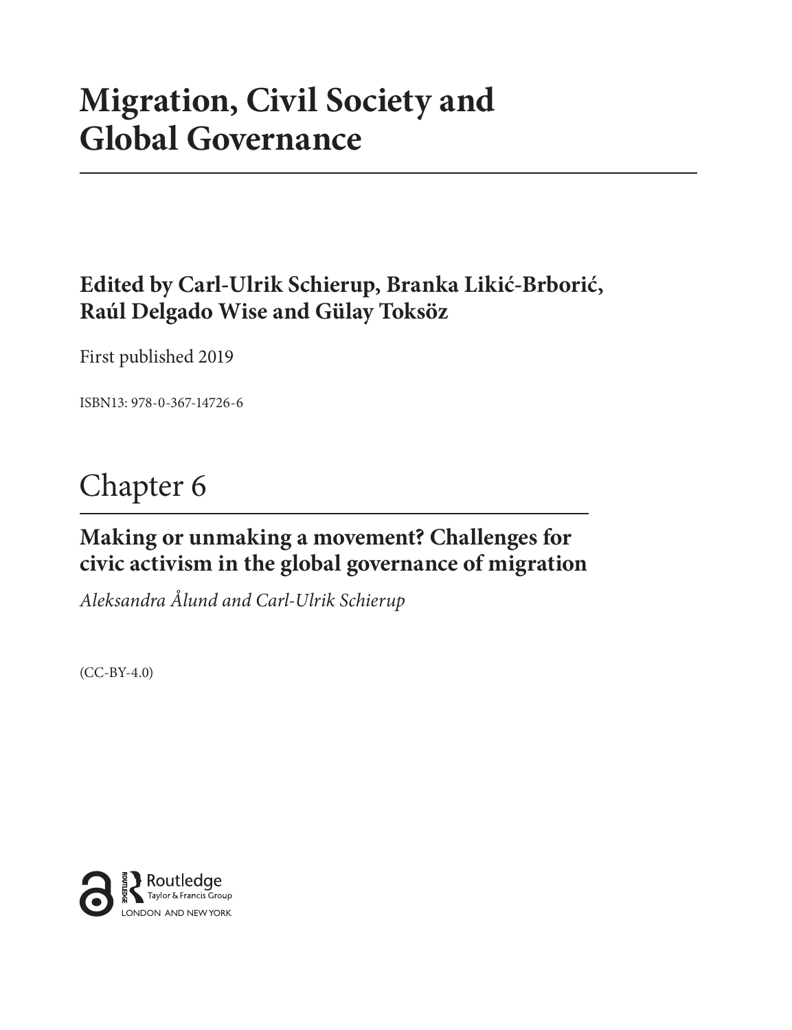# Migration, Civil Society and Global Governance

## Edited by Carl-Ulrik Schierup, Branka Likić-Brborić, Raúl Delgado Wise and Gülay Toksöz

First published 2019

ISBN13: 978-0-367-14726-6

# Chapter 6

## Making or unmaking a movement? Challenges for civic activism in the global governance of migration

*Aleksandra Ålund and Carl-Ulrik Schierup*

(CC-BY-4.0)

Routledge
Taylor & Francis Group
LONDON AND NEW YORK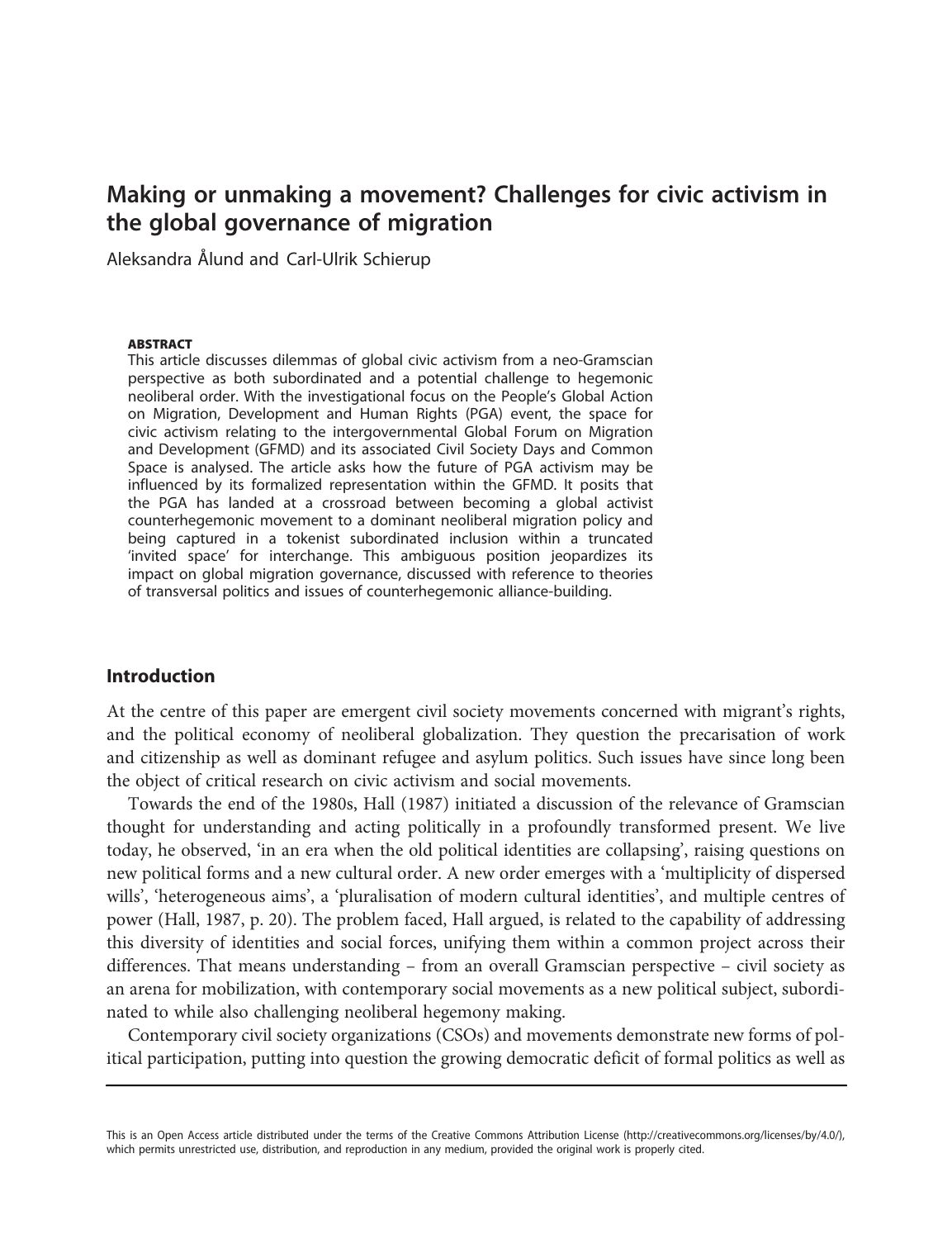# Making or unmaking a movement? Challenges for civic activism in the global governance of migration

Aleksandra Ålund and Carl-Ulrik Schierup

**ABSTRACT**

This article discusses dilemmas of global civic activism from a neo-Gramscian perspective as both subordinated and a potential challenge to hegemonic neoliberal order. With the investigational focus on the People's Global Action on Migration, Development and Human Rights (PGA) event, the space for civic activism relating to the intergovernmental Global Forum on Migration and Development (GFMD) and its associated Civil Society Days and Common Space is analysed. The article asks how the future of PGA activism may be influenced by its formalized representation within the GFMD. It posits that the PGA has landed at a crossroad between becoming a global activist counterhegemonic movement to a dominant neoliberal migration policy and being captured in a tokenist subordinated inclusion within a truncated 'invited space' for interchange. This ambiguous position jeopardizes its impact on global migration governance, discussed with reference to theories of transversal politics and issues of counterhegemonic alliance-building.

## Introduction

At the centre of this paper are emergent civil society movements concerned with migrant's rights, and the political economy of neoliberal globalization. They question the precarisation of work and citizenship as well as dominant refugee and asylum politics. Such issues have since long been the object of critical research on civic activism and social movements.

Towards the end of the 1980s, Hall (1987) initiated a discussion of the relevance of Gramscian thought for understanding and acting politically in a profoundly transformed present. We live today, he observed, 'in an era when the old political identities are collapsing', raising questions on new political forms and a new cultural order. A new order emerges with a 'multiplicity of dispersed wills', 'heterogeneous aims', a 'pluralisation of modern cultural identities', and multiple centres of power (Hall, 1987, p. 20). The problem faced, Hall argued, is related to the capability of addressing this diversity of identities and social forces, unifying them within a common project across their differences. That means understanding – from an overall Gramscian perspective – civil society as an arena for mobilization, with contemporary social movements as a new political subject, subordinated to while also challenging neoliberal hegemony making.

Contemporary civil society organizations (CSOs) and movements demonstrate new forms of political participation, putting into question the growing democratic deficit of formal politics as well as

This is an Open Access article distributed under the terms of the Creative Commons Attribution License (http://creativecommons.org/licenses/by/4.0/), which permits unrestricted use, distribution, and reproduction in any medium, provided the original work is properly cited.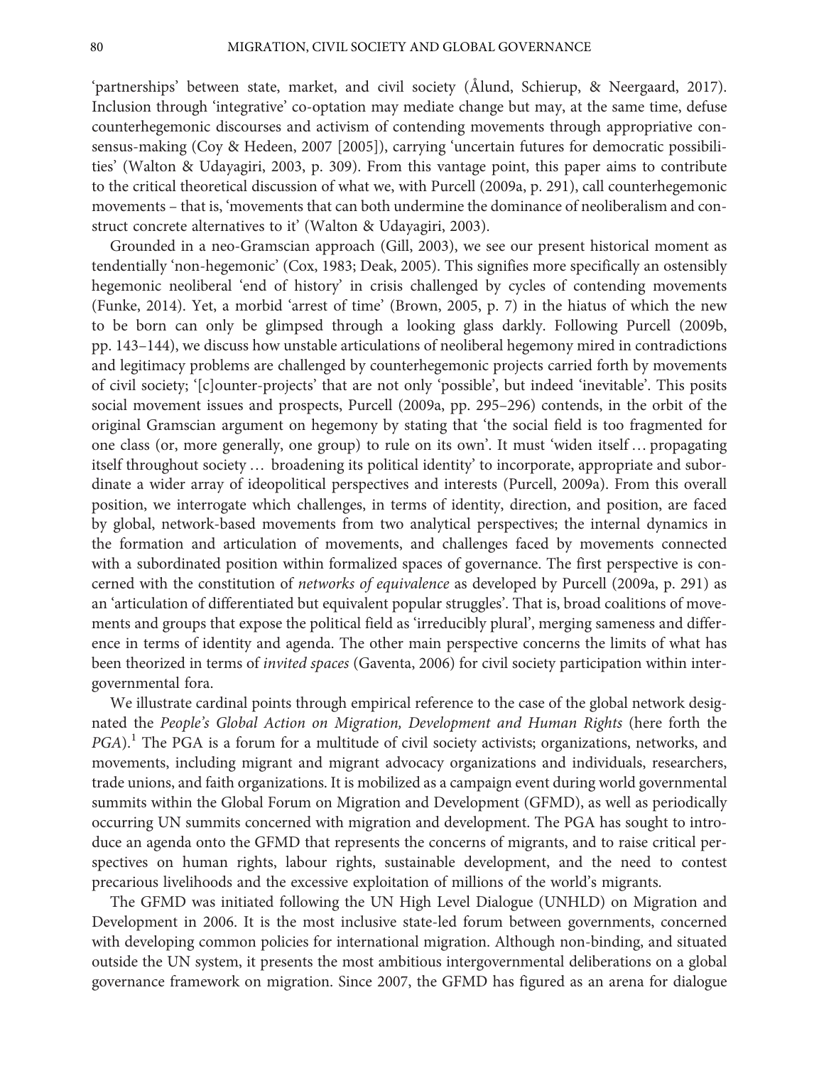'partnerships' between state, market, and civil society (Ålund, Schierup, & Neergaard, 2017). Inclusion through 'integrative' co-optation may mediate change but may, at the same time, defuse counterhegemonic discourses and activism of contending movements through appropriative consensus-making (Coy & Hedeen, 2007 [2005]), carrying 'uncertain futures for democratic possibilities' (Walton & Udayagiri, 2003, p. 309). From this vantage point, this paper aims to contribute to the critical theoretical discussion of what we, with Purcell (2009a, p. 291), call counterhegemonic movements – that is, 'movements that can both undermine the dominance of neoliberalism and construct concrete alternatives to it' (Walton & Udayagiri, 2003).

Grounded in a neo-Gramscian approach (Gill, 2003), we see our present historical moment as tendentially 'non-hegemonic' (Cox, 1983; Deak, 2005). This signifies more specifically an ostensibly hegemonic neoliberal 'end of history' in crisis challenged by cycles of contending movements (Funke, 2014). Yet, a morbid 'arrest of time' (Brown, 2005, p. 7) in the hiatus of which the new to be born can only be glimpsed through a looking glass darkly. Following Purcell (2009b, pp. 143–144), we discuss how unstable articulations of neoliberal hegemony mired in contradictions and legitimacy problems are challenged by counterhegemonic projects carried forth by movements of civil society; '[c]ounter-projects' that are not only 'possible', but indeed 'inevitable'. This posits social movement issues and prospects, Purcell (2009a, pp. 295–296) contends, in the orbit of the original Gramscian argument on hegemony by stating that 'the social field is too fragmented for one class (or, more generally, one group) to rule on its own'. It must 'widen itself … propagating itself throughout society … broadening its political identity' to incorporate, appropriate and subordinate a wider array of ideopolitical perspectives and interests (Purcell, 2009a). From this overall position, we interrogate which challenges, in terms of identity, direction, and position, are faced by global, network-based movements from two analytical perspectives; the internal dynamics in the formation and articulation of movements, and challenges faced by movements connected with a subordinated position within formalized spaces of governance. The first perspective is concerned with the constitution of *networks of equivalence* as developed by Purcell (2009a, p. 291) as an 'articulation of differentiated but equivalent popular struggles'. That is, broad coalitions of movements and groups that expose the political field as 'irreducibly plural', merging sameness and difference in terms of identity and agenda. The other main perspective concerns the limits of what has been theorized in terms of *invited spaces* (Gaventa, 2006) for civil society participation within intergovernmental fora.

We illustrate cardinal points through empirical reference to the case of the global network designated the *People's Global Action on Migration, Development and Human Rights* (here forth the *PGA*).[1] The PGA is a forum for a multitude of civil society activists; organizations, networks, and movements, including migrant and migrant advocacy organizations and individuals, researchers, trade unions, and faith organizations. It is mobilized as a campaign event during world governmental summits within the Global Forum on Migration and Development (GFMD), as well as periodically occurring UN summits concerned with migration and development. The PGA has sought to introduce an agenda onto the GFMD that represents the concerns of migrants, and to raise critical perspectives on human rights, labour rights, sustainable development, and the need to contest precarious livelihoods and the excessive exploitation of millions of the world's migrants.

The GFMD was initiated following the UN High Level Dialogue (UNHLD) on Migration and Development in 2006. It is the most inclusive state-led forum between governments, concerned with developing common policies for international migration. Although non-binding, and situated outside the UN system, it presents the most ambitious intergovernmental deliberations on a global governance framework on migration. Since 2007, the GFMD has figured as an arena for dialogue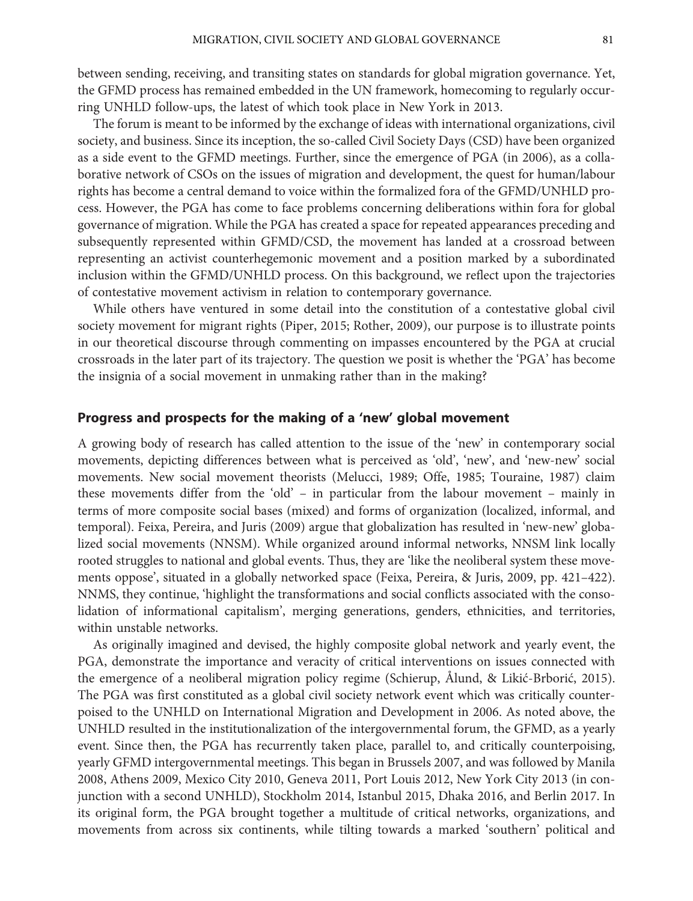between sending, receiving, and transiting states on standards for global migration governance. Yet, the GFMD process has remained embedded in the UN framework, homecoming to regularly occurring UNHLD follow-ups, the latest of which took place in New York in 2013.

The forum is meant to be informed by the exchange of ideas with international organizations, civil society, and business. Since its inception, the so-called Civil Society Days (CSD) have been organized as a side event to the GFMD meetings. Further, since the emergence of PGA (in 2006), as a collaborative network of CSOs on the issues of migration and development, the quest for human/labour rights has become a central demand to voice within the formalized fora of the GFMD/UNHLD process. However, the PGA has come to face problems concerning deliberations within fora for global governance of migration. While the PGA has created a space for repeated appearances preceding and subsequently represented within GFMD/CSD, the movement has landed at a crossroad between representing an activist counterhegemonic movement and a position marked by a subordinated inclusion within the GFMD/UNHLD process. On this background, we reflect upon the trajectories of contestative movement activism in relation to contemporary governance.

While others have ventured in some detail into the constitution of a contestative global civil society movement for migrant rights (Piper, 2015; Rother, 2009), our purpose is to illustrate points in our theoretical discourse through commenting on impasses encountered by the PGA at crucial crossroads in the later part of its trajectory. The question we posit is whether the 'PGA' has become the insignia of a social movement in unmaking rather than in the making?

## Progress and prospects for the making of a 'new' global movement

A growing body of research has called attention to the issue of the 'new' in contemporary social movements, depicting differences between what is perceived as 'old', 'new', and 'new-new' social movements. New social movement theorists (Melucci, 1989; Offe, 1985; Touraine, 1987) claim these movements differ from the 'old' – in particular from the labour movement – mainly in terms of more composite social bases (mixed) and forms of organization (localized, informal, and temporal). Feixa, Pereira, and Juris (2009) argue that globalization has resulted in 'new-new' globalized social movements (NNSM). While organized around informal networks, NNSM link locally rooted struggles to national and global events. Thus, they are 'like the neoliberal system these movements oppose', situated in a globally networked space (Feixa, Pereira, & Juris, 2009, pp. 421–422). NNMS, they continue, 'highlight the transformations and social conflicts associated with the consolidation of informational capitalism', merging generations, genders, ethnicities, and territories, within unstable networks.

As originally imagined and devised, the highly composite global network and yearly event, the PGA, demonstrate the importance and veracity of critical interventions on issues connected with the emergence of a neoliberal migration policy regime (Schierup, Ålund, & Likić-Brborić, 2015). The PGA was first constituted as a global civil society network event which was critically counterpoised to the UNHLD on International Migration and Development in 2006. As noted above, the UNHLD resulted in the institutionalization of the intergovernmental forum, the GFMD, as a yearly event. Since then, the PGA has recurrently taken place, parallel to, and critically counterpoising, yearly GFMD intergovernmental meetings. This began in Brussels 2007, and was followed by Manila 2008, Athens 2009, Mexico City 2010, Geneva 2011, Port Louis 2012, New York City 2013 (in conjunction with a second UNHLD), Stockholm 2014, Istanbul 2015, Dhaka 2016, and Berlin 2017. In its original form, the PGA brought together a multitude of critical networks, organizations, and movements from across six continents, while tilting towards a marked 'southern' political and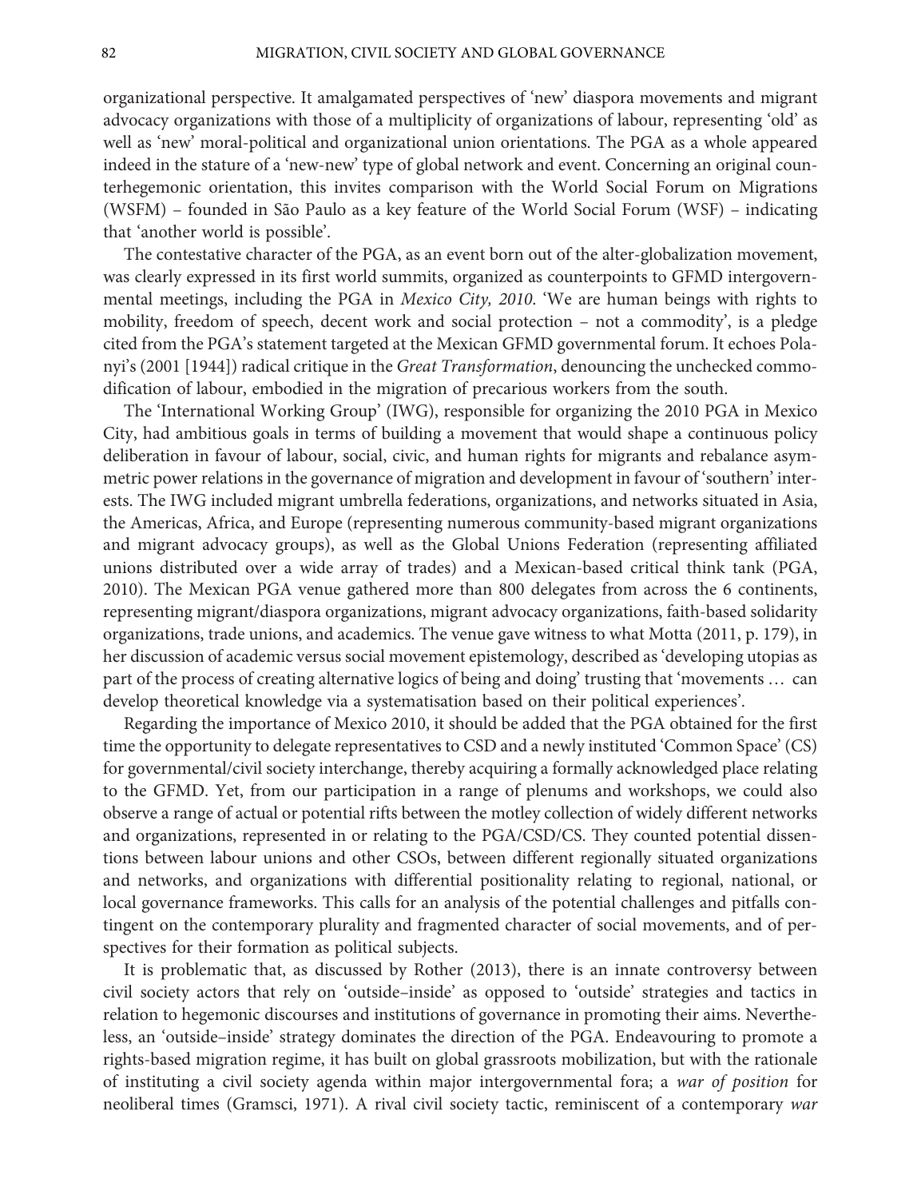organizational perspective. It amalgamated perspectives of 'new' diaspora movements and migrant advocacy organizations with those of a multiplicity of organizations of labour, representing 'old' as well as 'new' moral-political and organizational union orientations. The PGA as a whole appeared indeed in the stature of a 'new-new' type of global network and event. Concerning an original counterhegemonic orientation, this invites comparison with the World Social Forum on Migrations (WSFM) – founded in São Paulo as a key feature of the World Social Forum (WSF) – indicating that 'another world is possible'.

The contestative character of the PGA, as an event born out of the alter-globalization movement, was clearly expressed in its first world summits, organized as counterpoints to GFMD intergovernmental meetings, including the PGA in *Mexico City, 2010*. 'We are human beings with rights to mobility, freedom of speech, decent work and social protection – not a commodity', is a pledge cited from the PGA's statement targeted at the Mexican GFMD governmental forum. It echoes Polanyi's (2001 [1944]) radical critique in the *Great Transformation*, denouncing the unchecked commodification of labour, embodied in the migration of precarious workers from the south.

The 'International Working Group' (IWG), responsible for organizing the 2010 PGA in Mexico City, had ambitious goals in terms of building a movement that would shape a continuous policy deliberation in favour of labour, social, civic, and human rights for migrants and rebalance asymmetric power relations in the governance of migration and development in favour of 'southern' interests. The IWG included migrant umbrella federations, organizations, and networks situated in Asia, the Americas, Africa, and Europe (representing numerous community-based migrant organizations and migrant advocacy groups), as well as the Global Unions Federation (representing affiliated unions distributed over a wide array of trades) and a Mexican-based critical think tank (PGA, 2010). The Mexican PGA venue gathered more than 800 delegates from across the 6 continents, representing migrant/diaspora organizations, migrant advocacy organizations, faith-based solidarity organizations, trade unions, and academics. The venue gave witness to what Motta (2011, p. 179), in her discussion of academic versus social movement epistemology, described as 'developing utopias as part of the process of creating alternative logics of being and doing' trusting that 'movements … can develop theoretical knowledge via a systematisation based on their political experiences'.

Regarding the importance of Mexico 2010, it should be added that the PGA obtained for the first time the opportunity to delegate representatives to CSD and a newly instituted 'Common Space' (CS) for governmental/civil society interchange, thereby acquiring a formally acknowledged place relating to the GFMD. Yet, from our participation in a range of plenums and workshops, we could also observe a range of actual or potential rifts between the motley collection of widely different networks and organizations, represented in or relating to the PGA/CSD/CS. They counted potential dissentions between labour unions and other CSOs, between different regionally situated organizations and networks, and organizations with differential positionality relating to regional, national, or local governance frameworks. This calls for an analysis of the potential challenges and pitfalls contingent on the contemporary plurality and fragmented character of social movements, and of perspectives for their formation as political subjects.

It is problematic that, as discussed by Rother (2013), there is an innate controversy between civil society actors that rely on 'outside–inside' as opposed to 'outside' strategies and tactics in relation to hegemonic discourses and institutions of governance in promoting their aims. Nevertheless, an 'outside–inside' strategy dominates the direction of the PGA. Endeavouring to promote a rights-based migration regime, it has built on global grassroots mobilization, but with the rationale of instituting a civil society agenda within major intergovernmental fora; a *war of position* for neoliberal times (Gramsci, 1971). A rival civil society tactic, reminiscent of a contemporary *war*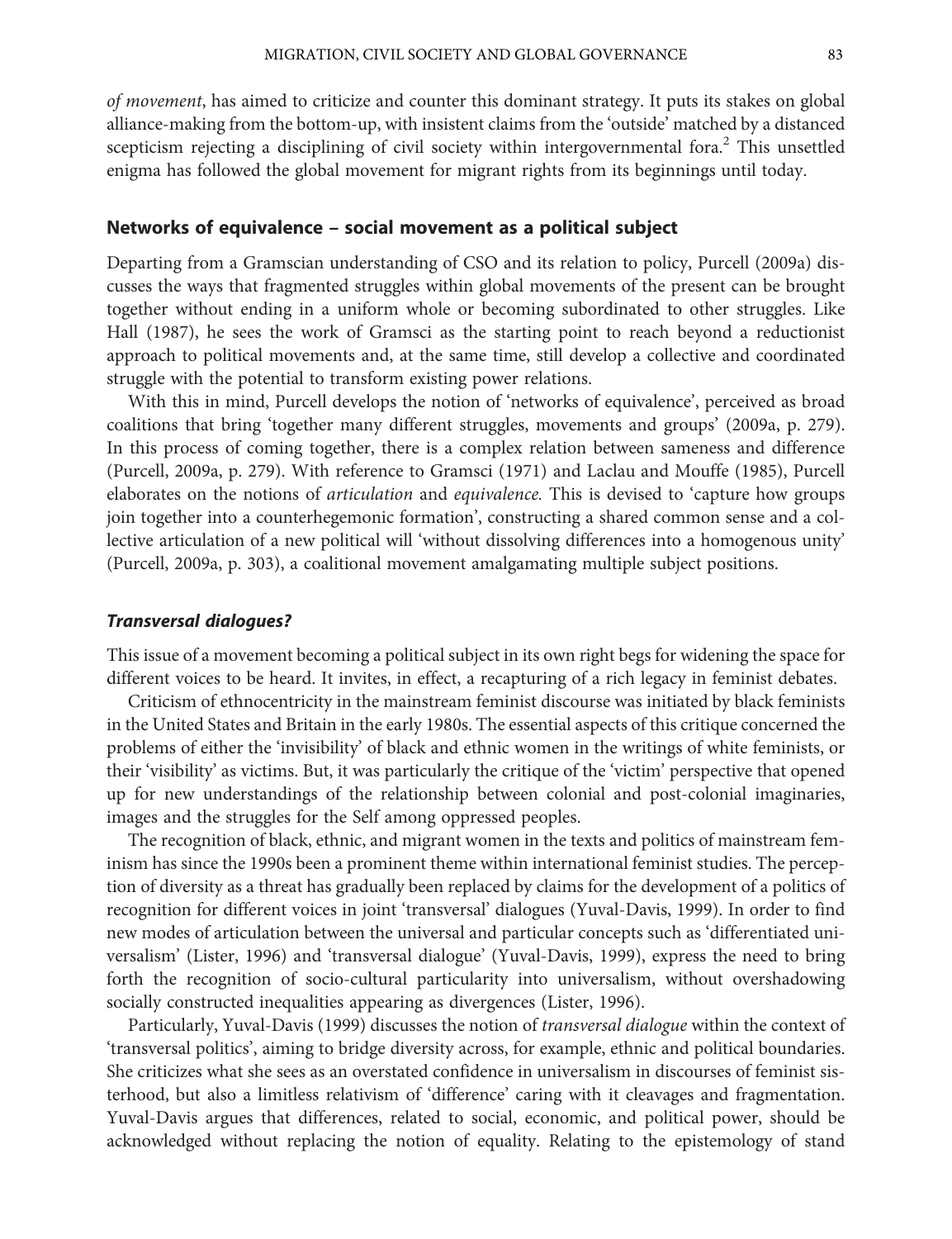*of movement*, has aimed to criticize and counter this dominant strategy. It puts its stakes on global alliance-making from the bottom-up, with insistent claims from the 'outside' matched by a distanced scepticism rejecting a disciplining of civil society within intergovernmental fora.[2] This unsettled enigma has followed the global movement for migrant rights from its beginnings until today.

## Networks of equivalence – social movement as a political subject

Departing from a Gramscian understanding of CSO and its relation to policy, Purcell (2009a) discusses the ways that fragmented struggles within global movements of the present can be brought together without ending in a uniform whole or becoming subordinated to other struggles. Like Hall (1987), he sees the work of Gramsci as the starting point to reach beyond a reductionist approach to political movements and, at the same time, still develop a collective and coordinated struggle with the potential to transform existing power relations.

With this in mind, Purcell develops the notion of 'networks of equivalence', perceived as broad coalitions that bring 'together many different struggles, movements and groups' (2009a, p. 279). In this process of coming together, there is a complex relation between sameness and difference (Purcell, 2009a, p. 279). With reference to Gramsci (1971) and Laclau and Mouffe (1985), Purcell elaborates on the notions of *articulation* and *equivalence.* This is devised to 'capture how groups join together into a counterhegemonic formation', constructing a shared common sense and a collective articulation of a new political will 'without dissolving differences into a homogenous unity' (Purcell, 2009a, p. 303), a coalitional movement amalgamating multiple subject positions.

### *Transversal dialogues?*

This issue of a movement becoming a political subject in its own right begs for widening the space for different voices to be heard. It invites, in effect, a recapturing of a rich legacy in feminist debates.

Criticism of ethnocentricity in the mainstream feminist discourse was initiated by black feminists in the United States and Britain in the early 1980s. The essential aspects of this critique concerned the problems of either the 'invisibility' of black and ethnic women in the writings of white feminists, or their 'visibility' as victims. But, it was particularly the critique of the 'victim' perspective that opened up for new understandings of the relationship between colonial and post-colonial imaginaries, images and the struggles for the Self among oppressed peoples.

The recognition of black, ethnic, and migrant women in the texts and politics of mainstream feminism has since the 1990s been a prominent theme within international feminist studies. The perception of diversity as a threat has gradually been replaced by claims for the development of a politics of recognition for different voices in joint 'transversal' dialogues (Yuval-Davis, 1999). In order to find new modes of articulation between the universal and particular concepts such as 'differentiated universalism' (Lister, 1996) and 'transversal dialogue' (Yuval-Davis, 1999), express the need to bring forth the recognition of socio-cultural particularity into universalism, without overshadowing socially constructed inequalities appearing as divergences (Lister, 1996).

Particularly, Yuval-Davis (1999) discusses the notion of *transversal dialogue* within the context of 'transversal politics', aiming to bridge diversity across, for example, ethnic and political boundaries. She criticizes what she sees as an overstated confidence in universalism in discourses of feminist sisterhood, but also a limitless relativism of 'difference' caring with it cleavages and fragmentation. Yuval-Davis argues that differences, related to social, economic, and political power, should be acknowledged without replacing the notion of equality. Relating to the epistemology of stand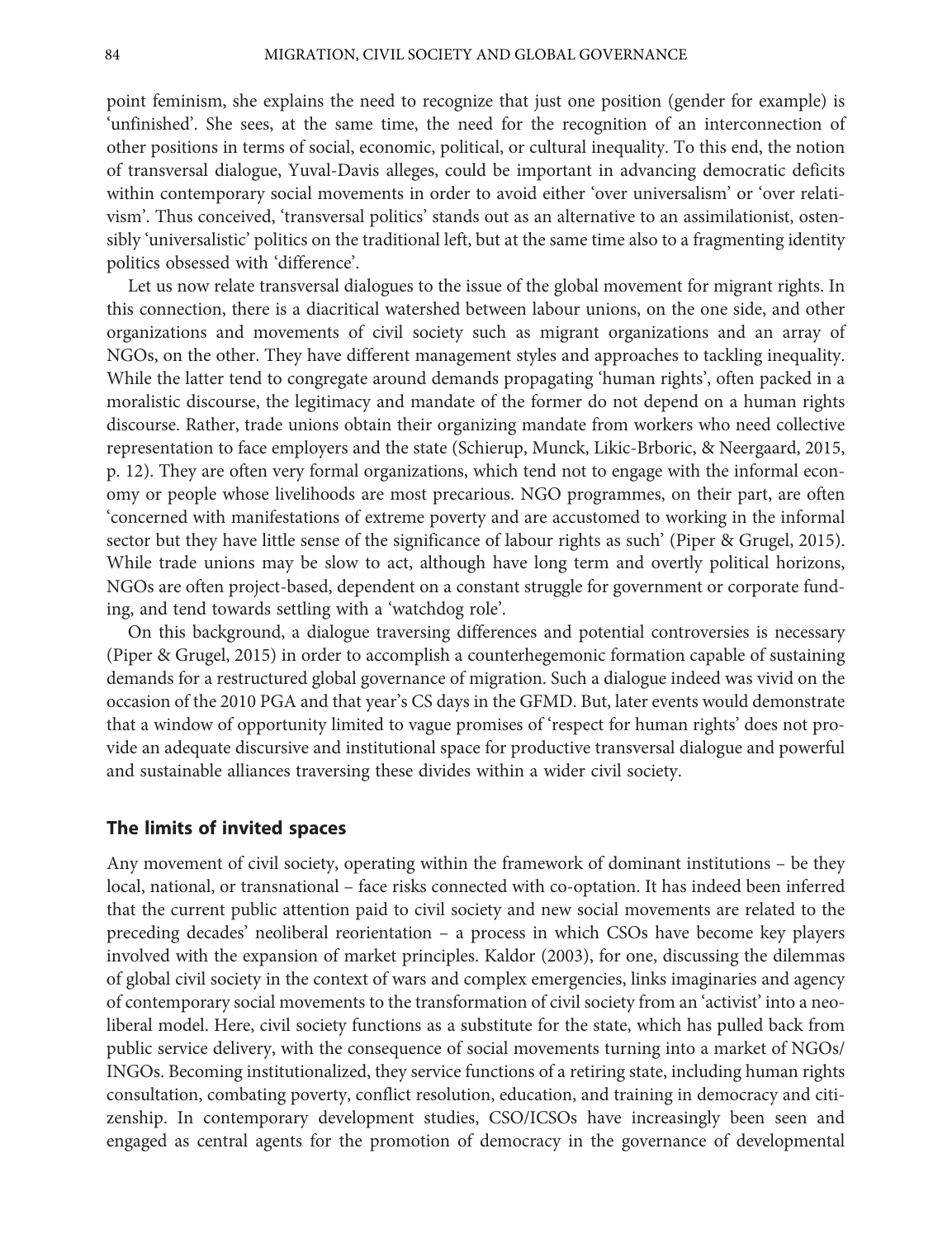point feminism, she explains the need to recognize that just one position (gender for example) is 'unfinished'. She sees, at the same time, the need for the recognition of an interconnection of other positions in terms of social, economic, political, or cultural inequality. To this end, the notion of transversal dialogue, Yuval-Davis alleges, could be important in advancing democratic deficits within contemporary social movements in order to avoid either 'over universalism' or 'over relativism'. Thus conceived, 'transversal politics' stands out as an alternative to an assimilationist, ostensibly 'universalistic' politics on the traditional left, but at the same time also to a fragmenting identity politics obsessed with 'difference'.

Let us now relate transversal dialogues to the issue of the global movement for migrant rights. In this connection, there is a diacritical watershed between labour unions, on the one side, and other organizations and movements of civil society such as migrant organizations and an array of NGOs, on the other. They have different management styles and approaches to tackling inequality. While the latter tend to congregate around demands propagating 'human rights', often packed in a moralistic discourse, the legitimacy and mandate of the former do not depend on a human rights discourse. Rather, trade unions obtain their organizing mandate from workers who need collective representation to face employers and the state (Schierup, Munck, Likic-Brboric, & Neergaard, 2015, p. 12). They are often very formal organizations, which tend not to engage with the informal economy or people whose livelihoods are most precarious. NGO programmes, on their part, are often 'concerned with manifestations of extreme poverty and are accustomed to working in the informal sector but they have little sense of the significance of labour rights as such' (Piper & Grugel, 2015). While trade unions may be slow to act, although have long term and overtly political horizons, NGOs are often project-based, dependent on a constant struggle for government or corporate funding, and tend towards settling with a 'watchdog role'.

On this background, a dialogue traversing differences and potential controversies is necessary (Piper & Grugel, 2015) in order to accomplish a counterhegemonic formation capable of sustaining demands for a restructured global governance of migration. Such a dialogue indeed was vivid on the occasion of the 2010 PGA and that year's CS days in the GFMD. But, later events would demonstrate that a window of opportunity limited to vague promises of 'respect for human rights' does not provide an adequate discursive and institutional space for productive transversal dialogue and powerful and sustainable alliances traversing these divides within a wider civil society.

## The limits of invited spaces

Any movement of civil society, operating within the framework of dominant institutions – be they local, national, or transnational – face risks connected with co-optation. It has indeed been inferred that the current public attention paid to civil society and new social movements are related to the preceding decades' neoliberal reorientation – a process in which CSOs have become key players involved with the expansion of market principles. Kaldor (2003), for one, discussing the dilemmas of global civil society in the context of wars and complex emergencies, links imaginaries and agency of contemporary social movements to the transformation of civil society from an 'activist' into a neoliberal model. Here, civil society functions as a substitute for the state, which has pulled back from public service delivery, with the consequence of social movements turning into a market of NGOs/INGOs. Becoming institutionalized, they service functions of a retiring state, including human rights consultation, combating poverty, conflict resolution, education, and training in democracy and citizenship. In contemporary development studies, CSO/ICSOs have increasingly been seen and engaged as central agents for the promotion of democracy in the governance of developmental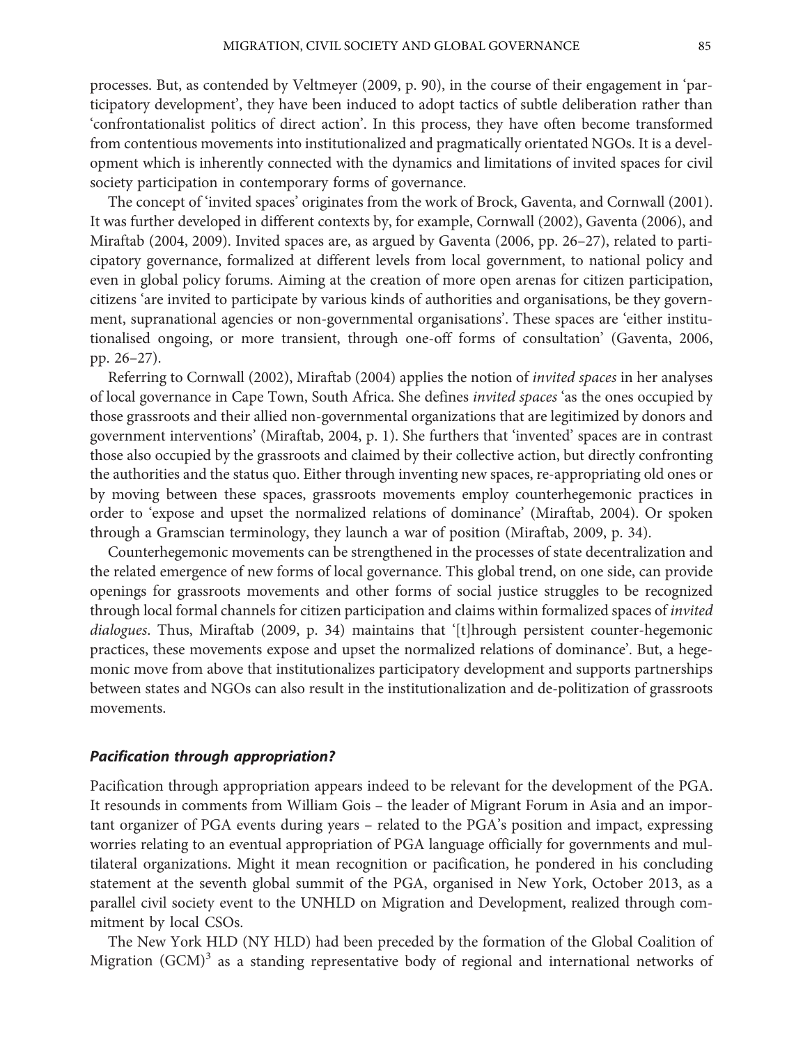processes. But, as contended by Veltmeyer (2009, p. 90), in the course of their engagement in 'participatory development', they have been induced to adopt tactics of subtle deliberation rather than 'confrontationalist politics of direct action'. In this process, they have often become transformed from contentious movements into institutionalized and pragmatically orientated NGOs. It is a development which is inherently connected with the dynamics and limitations of invited spaces for civil society participation in contemporary forms of governance.

The concept of 'invited spaces' originates from the work of Brock, Gaventa, and Cornwall (2001). It was further developed in different contexts by, for example, Cornwall (2002), Gaventa (2006), and Miraftab (2004, 2009). Invited spaces are, as argued by Gaventa (2006, pp. 26–27), related to participatory governance, formalized at different levels from local government, to national policy and even in global policy forums. Aiming at the creation of more open arenas for citizen participation, citizens 'are invited to participate by various kinds of authorities and organisations, be they government, supranational agencies or non-governmental organisations'. These spaces are 'either institutionalised ongoing, or more transient, through one-off forms of consultation' (Gaventa, 2006, pp. 26–27).

Referring to Cornwall (2002), Miraftab (2004) applies the notion of *invited spaces* in her analyses of local governance in Cape Town, South Africa. She defines *invited spaces* 'as the ones occupied by those grassroots and their allied non-governmental organizations that are legitimized by donors and government interventions' (Miraftab, 2004, p. 1). She furthers that 'invented' spaces are in contrast those also occupied by the grassroots and claimed by their collective action, but directly confronting the authorities and the status quo. Either through inventing new spaces, re-appropriating old ones or by moving between these spaces, grassroots movements employ counterhegemonic practices in order to 'expose and upset the normalized relations of dominance' (Miraftab, 2004). Or spoken through a Gramscian terminology, they launch a war of position (Miraftab, 2009, p. 34).

Counterhegemonic movements can be strengthened in the processes of state decentralization and the related emergence of new forms of local governance. This global trend, on one side, can provide openings for grassroots movements and other forms of social justice struggles to be recognized through local formal channels for citizen participation and claims within formalized spaces of *invited dialogues*. Thus, Miraftab (2009, p. 34) maintains that '[t]hrough persistent counter-hegemonic practices, these movements expose and upset the normalized relations of dominance'. But, a hegemonic move from above that institutionalizes participatory development and supports partnerships between states and NGOs can also result in the institutionalization and de-politization of grassroots movements.

### *Pacification through appropriation?*

Pacification through appropriation appears indeed to be relevant for the development of the PGA. It resounds in comments from William Gois – the leader of Migrant Forum in Asia and an important organizer of PGA events during years – related to the PGA's position and impact, expressing worries relating to an eventual appropriation of PGA language officially for governments and multilateral organizations. Might it mean recognition or pacification, he pondered in his concluding statement at the seventh global summit of the PGA, organised in New York, October 2013, as a parallel civil society event to the UNHLD on Migration and Development, realized through commitment by local CSOs.

The New York HLD (NY HLD) had been preceded by the formation of the Global Coalition of Migration (GCM)[3] as a standing representative body of regional and international networks of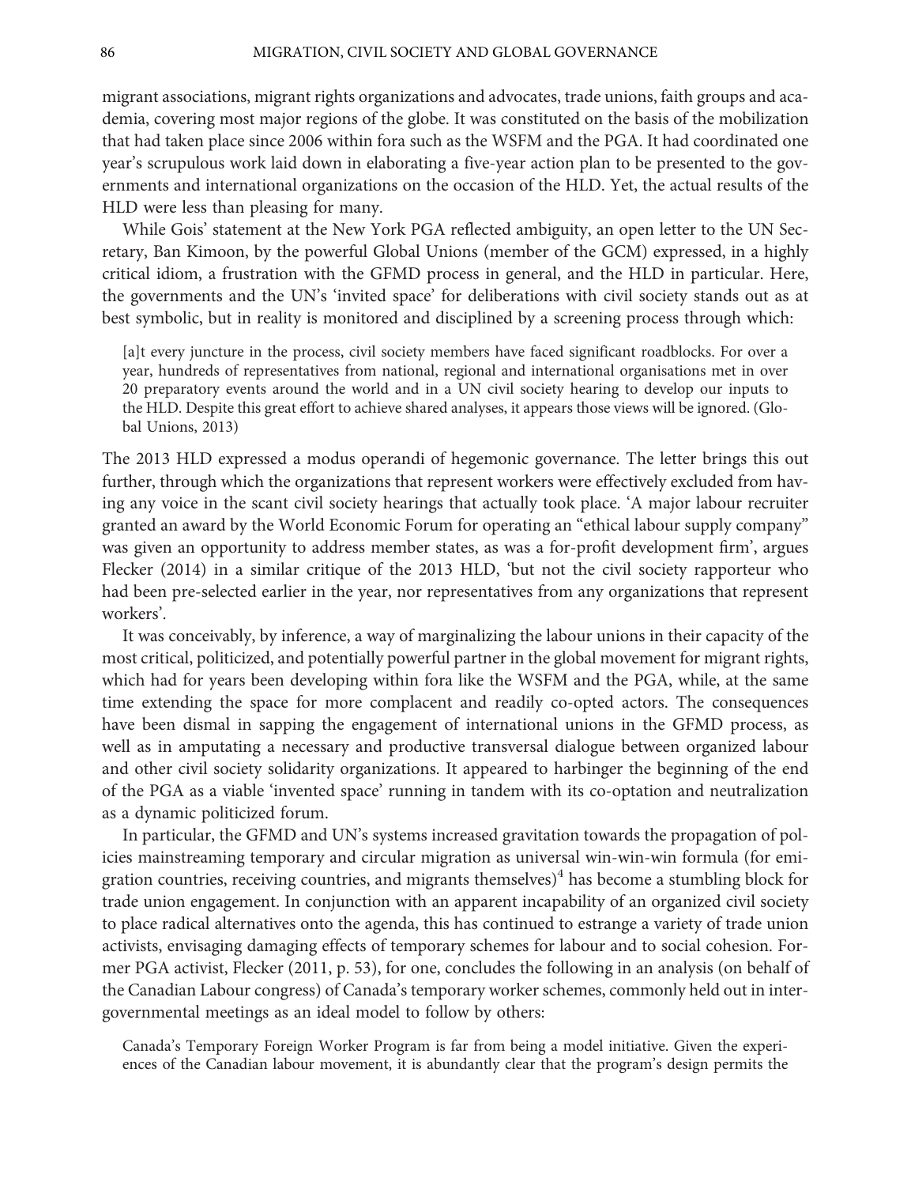migrant associations, migrant rights organizations and advocates, trade unions, faith groups and academia, covering most major regions of the globe. It was constituted on the basis of the mobilization that had taken place since 2006 within fora such as the WSFM and the PGA. It had coordinated one year's scrupulous work laid down in elaborating a five-year action plan to be presented to the governments and international organizations on the occasion of the HLD. Yet, the actual results of the HLD were less than pleasing for many.

While Gois' statement at the New York PGA reflected ambiguity, an open letter to the UN Secretary, Ban Kimoon, by the powerful Global Unions (member of the GCM) expressed, in a highly critical idiom, a frustration with the GFMD process in general, and the HLD in particular. Here, the governments and the UN's 'invited space' for deliberations with civil society stands out as at best symbolic, but in reality is monitored and disciplined by a screening process through which:

> [a]t every juncture in the process, civil society members have faced significant roadblocks. For over a year, hundreds of representatives from national, regional and international organisations met in over 20 preparatory events around the world and in a UN civil society hearing to develop our inputs to the HLD. Despite this great effort to achieve shared analyses, it appears those views will be ignored. (Global Unions, 2013)

The 2013 HLD expressed a modus operandi of hegemonic governance. The letter brings this out further, through which the organizations that represent workers were effectively excluded from having any voice in the scant civil society hearings that actually took place. 'A major labour recruiter granted an award by the World Economic Forum for operating an "ethical labour supply company" was given an opportunity to address member states, as was a for-profit development firm', argues Flecker (2014) in a similar critique of the 2013 HLD, 'but not the civil society rapporteur who had been pre-selected earlier in the year, nor representatives from any organizations that represent workers'.

It was conceivably, by inference, a way of marginalizing the labour unions in their capacity of the most critical, politicized, and potentially powerful partner in the global movement for migrant rights, which had for years been developing within fora like the WSFM and the PGA, while, at the same time extending the space for more complacent and readily co-opted actors. The consequences have been dismal in sapping the engagement of international unions in the GFMD process, as well as in amputating a necessary and productive transversal dialogue between organized labour and other civil society solidarity organizations. It appeared to harbinger the beginning of the end of the PGA as a viable 'invented space' running in tandem with its co-optation and neutralization as a dynamic politicized forum.

In particular, the GFMD and UN's systems increased gravitation towards the propagation of policies mainstreaming temporary and circular migration as universal win-win-win formula (for emigration countries, receiving countries, and migrants themselves)[4] has become a stumbling block for trade union engagement. In conjunction with an apparent incapability of an organized civil society to place radical alternatives onto the agenda, this has continued to estrange a variety of trade union activists, envisaging damaging effects of temporary schemes for labour and to social cohesion. Former PGA activist, Flecker (2011, p. 53), for one, concludes the following in an analysis (on behalf of the Canadian Labour congress) of Canada's temporary worker schemes, commonly held out in intergovernmental meetings as an ideal model to follow by others:

> Canada's Temporary Foreign Worker Program is far from being a model initiative. Given the experiences of the Canadian labour movement, it is abundantly clear that the program's design permits the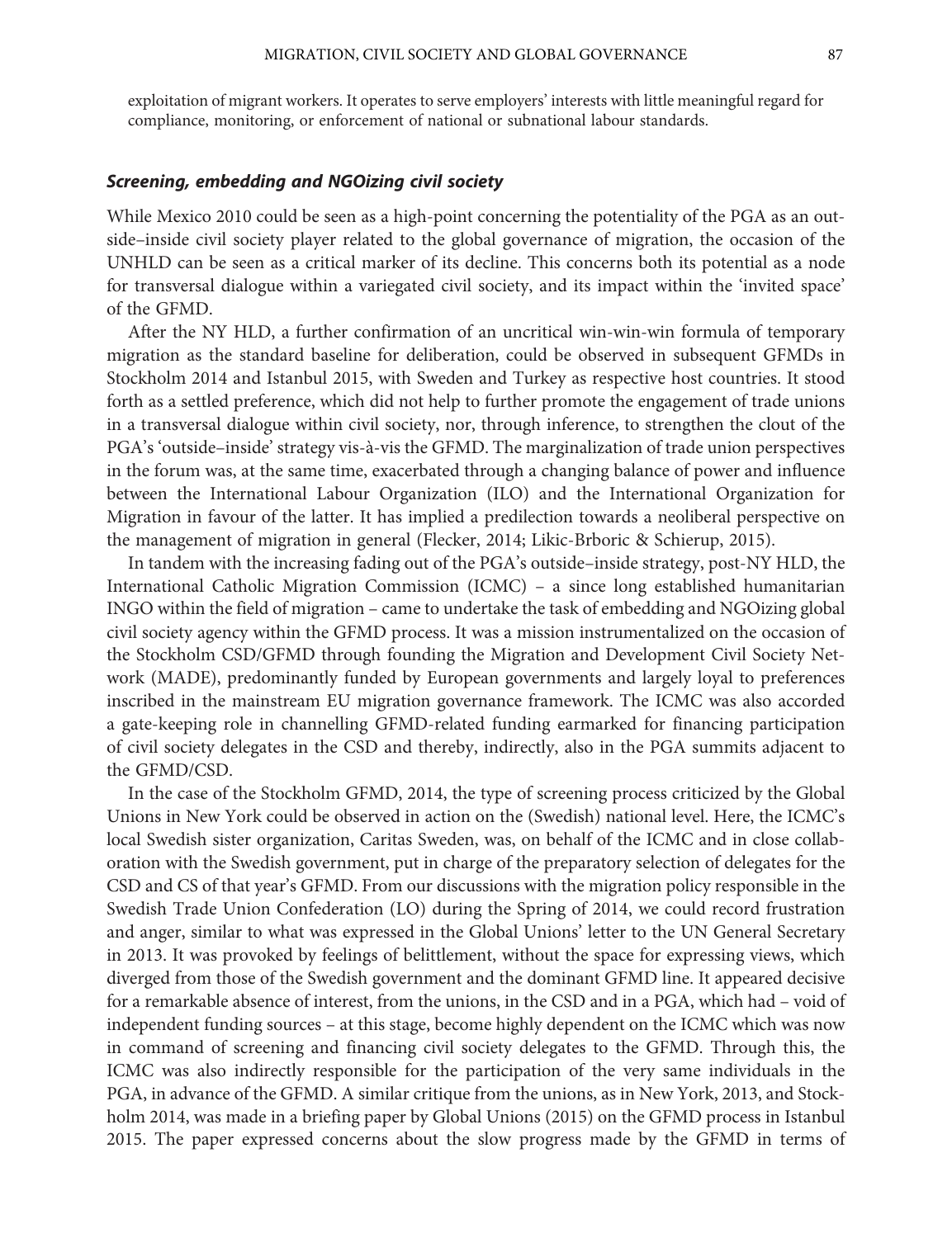exploitation of migrant workers. It operates to serve employers' interests with little meaningful regard for compliance, monitoring, or enforcement of national or subnational labour standards.

### *Screening, embedding and NGOizing civil society*

While Mexico 2010 could be seen as a high-point concerning the potentiality of the PGA as an outside–inside civil society player related to the global governance of migration, the occasion of the UNHLD can be seen as a critical marker of its decline. This concerns both its potential as a node for transversal dialogue within a variegated civil society, and its impact within the 'invited space' of the GFMD.

After the NY HLD, a further confirmation of an uncritical win-win-win formula of temporary migration as the standard baseline for deliberation, could be observed in subsequent GFMDs in Stockholm 2014 and Istanbul 2015, with Sweden and Turkey as respective host countries. It stood forth as a settled preference, which did not help to further promote the engagement of trade unions in a transversal dialogue within civil society, nor, through inference, to strengthen the clout of the PGA's 'outside–inside' strategy vis-à-vis the GFMD. The marginalization of trade union perspectives in the forum was, at the same time, exacerbated through a changing balance of power and influence between the International Labour Organization (ILO) and the International Organization for Migration in favour of the latter. It has implied a predilection towards a neoliberal perspective on the management of migration in general (Flecker, 2014; Likic-Brboric & Schierup, 2015).

In tandem with the increasing fading out of the PGA's outside–inside strategy, post-NY HLD, the International Catholic Migration Commission (ICMC) – a since long established humanitarian INGO within the field of migration – came to undertake the task of embedding and NGOizing global civil society agency within the GFMD process. It was a mission instrumentalized on the occasion of the Stockholm CSD/GFMD through founding the Migration and Development Civil Society Network (MADE), predominantly funded by European governments and largely loyal to preferences inscribed in the mainstream EU migration governance framework. The ICMC was also accorded a gate-keeping role in channelling GFMD-related funding earmarked for financing participation of civil society delegates in the CSD and thereby, indirectly, also in the PGA summits adjacent to the GFMD/CSD.

In the case of the Stockholm GFMD, 2014, the type of screening process criticized by the Global Unions in New York could be observed in action on the (Swedish) national level. Here, the ICMC's local Swedish sister organization, Caritas Sweden, was, on behalf of the ICMC and in close collaboration with the Swedish government, put in charge of the preparatory selection of delegates for the CSD and CS of that year's GFMD. From our discussions with the migration policy responsible in the Swedish Trade Union Confederation (LO) during the Spring of 2014, we could record frustration and anger, similar to what was expressed in the Global Unions' letter to the UN General Secretary in 2013. It was provoked by feelings of belittlement, without the space for expressing views, which diverged from those of the Swedish government and the dominant GFMD line. It appeared decisive for a remarkable absence of interest, from the unions, in the CSD and in a PGA, which had – void of independent funding sources – at this stage, become highly dependent on the ICMC which was now in command of screening and financing civil society delegates to the GFMD. Through this, the ICMC was also indirectly responsible for the participation of the very same individuals in the PGA, in advance of the GFMD. A similar critique from the unions, as in New York, 2013, and Stockholm 2014, was made in a briefing paper by Global Unions (2015) on the GFMD process in Istanbul 2015. The paper expressed concerns about the slow progress made by the GFMD in terms of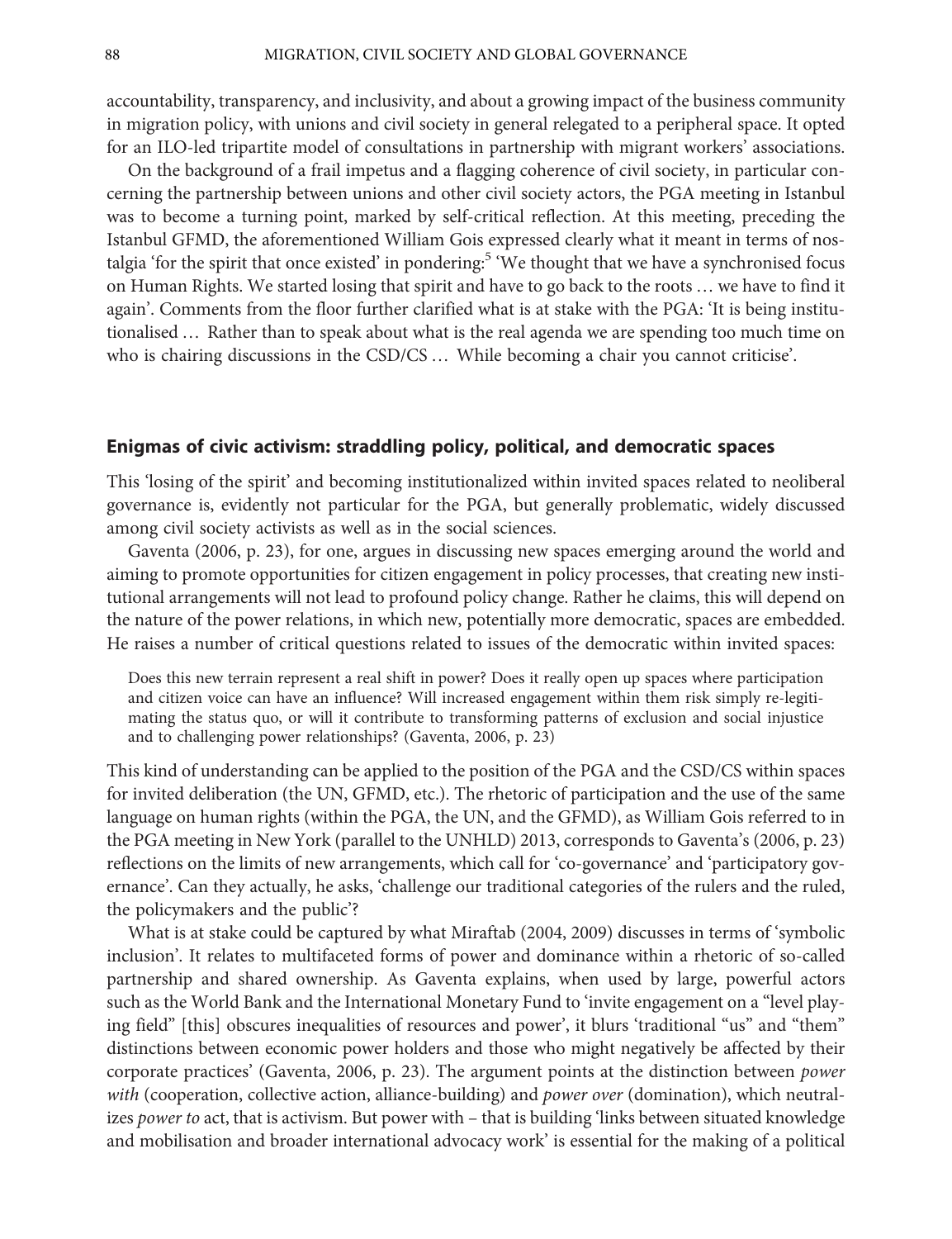accountability, transparency, and inclusivity, and about a growing impact of the business community in migration policy, with unions and civil society in general relegated to a peripheral space. It opted for an ILO-led tripartite model of consultations in partnership with migrant workers' associations.

On the background of a frail impetus and a flagging coherence of civil society, in particular concerning the partnership between unions and other civil society actors, the PGA meeting in Istanbul was to become a turning point, marked by self-critical reflection. At this meeting, preceding the Istanbul GFMD, the aforementioned William Gois expressed clearly what it meant in terms of nostalgia 'for the spirit that once existed' in pondering:[5] 'We thought that we have a synchronised focus on Human Rights. We started losing that spirit and have to go back to the roots … we have to find it again'. Comments from the floor further clarified what is at stake with the PGA: 'It is being institutionalised … Rather than to speak about what is the real agenda we are spending too much time on who is chairing discussions in the CSD/CS … While becoming a chair you cannot criticise'.

## Enigmas of civic activism: straddling policy, political, and democratic spaces

This 'losing of the spirit' and becoming institutionalized within invited spaces related to neoliberal governance is, evidently not particular for the PGA, but generally problematic, widely discussed among civil society activists as well as in the social sciences.

Gaventa (2006, p. 23), for one, argues in discussing new spaces emerging around the world and aiming to promote opportunities for citizen engagement in policy processes, that creating new institutional arrangements will not lead to profound policy change. Rather he claims, this will depend on the nature of the power relations, in which new, potentially more democratic, spaces are embedded. He raises a number of critical questions related to issues of the democratic within invited spaces:

> Does this new terrain represent a real shift in power? Does it really open up spaces where participation and citizen voice can have an influence? Will increased engagement within them risk simply re-legitimating the status quo, or will it contribute to transforming patterns of exclusion and social injustice and to challenging power relationships? (Gaventa, 2006, p. 23)

This kind of understanding can be applied to the position of the PGA and the CSD/CS within spaces for invited deliberation (the UN, GFMD, etc.). The rhetoric of participation and the use of the same language on human rights (within the PGA, the UN, and the GFMD), as William Gois referred to in the PGA meeting in New York (parallel to the UNHLD) 2013, corresponds to Gaventa's (2006, p. 23) reflections on the limits of new arrangements, which call for 'co-governance' and 'participatory governance'. Can they actually, he asks, 'challenge our traditional categories of the rulers and the ruled, the policymakers and the public'?

What is at stake could be captured by what Miraftab (2004, 2009) discusses in terms of 'symbolic inclusion'. It relates to multifaceted forms of power and dominance within a rhetoric of so-called partnership and shared ownership. As Gaventa explains, when used by large, powerful actors such as the World Bank and the International Monetary Fund to 'invite engagement on a "level playing field" [this] obscures inequalities of resources and power', it blurs 'traditional "us" and "them" distinctions between economic power holders and those who might negatively be affected by their corporate practices' (Gaventa, 2006, p. 23). The argument points at the distinction between *power with* (cooperation, collective action, alliance-building) and *power over* (domination), which neutralizes *power to* act, that is activism. But power with – that is building 'links between situated knowledge and mobilisation and broader international advocacy work' is essential for the making of a political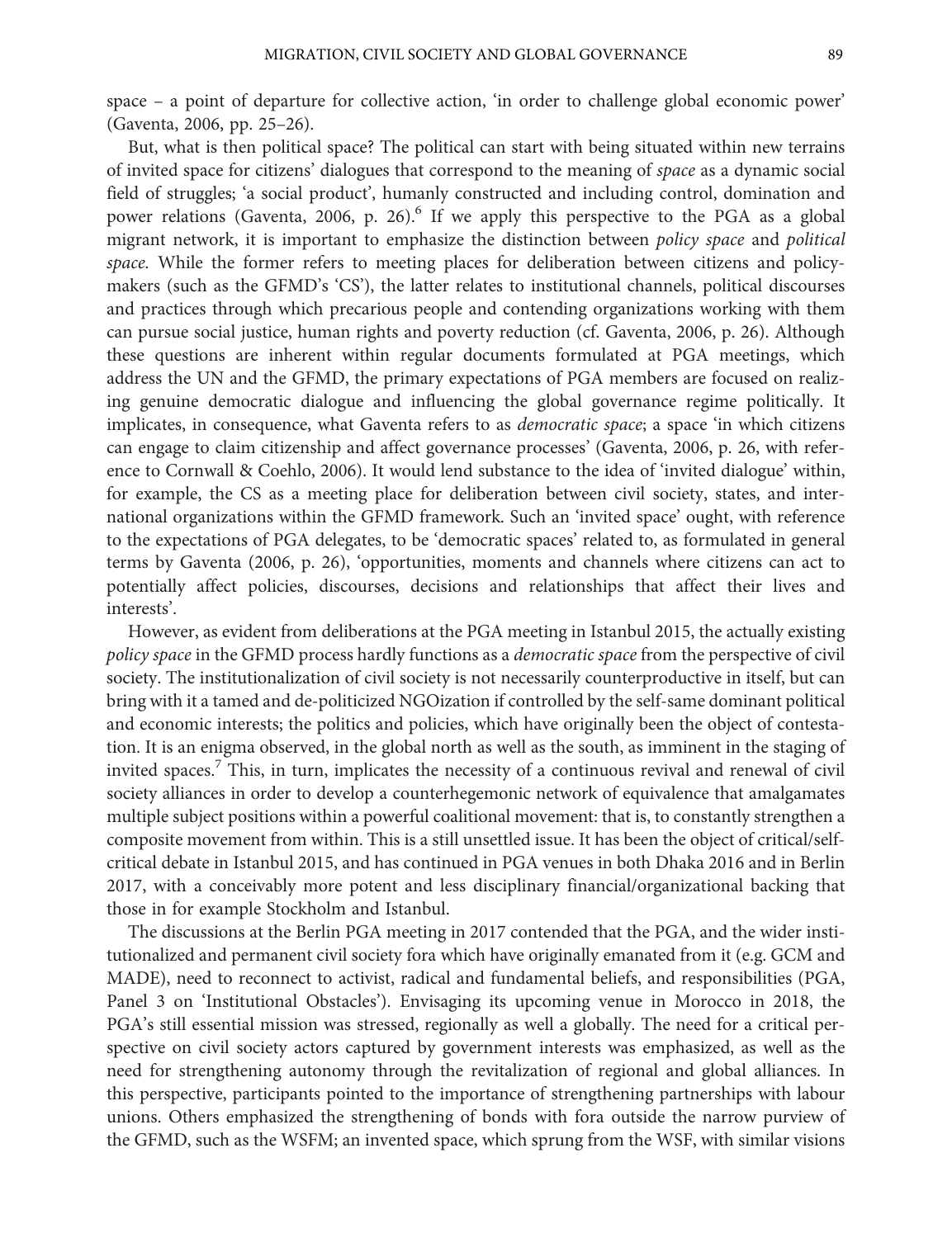space – a point of departure for collective action, 'in order to challenge global economic power' (Gaventa, 2006, pp. 25–26).

But, what is then political space? The political can start with being situated within new terrains of invited space for citizens' dialogues that correspond to the meaning of *space* as a dynamic social field of struggles; 'a social product', humanly constructed and including control, domination and power relations (Gaventa, 2006, p. 26).[6] If we apply this perspective to the PGA as a global migrant network, it is important to emphasize the distinction between *policy space* and *political space.* While the former refers to meeting places for deliberation between citizens and policy-makers (such as the GFMD's 'CS'), the latter relates to institutional channels, political discourses and practices through which precarious people and contending organizations working with them can pursue social justice, human rights and poverty reduction (cf. Gaventa, 2006, p. 26). Although these questions are inherent within regular documents formulated at PGA meetings, which address the UN and the GFMD, the primary expectations of PGA members are focused on realizing genuine democratic dialogue and influencing the global governance regime politically. It implicates, in consequence, what Gaventa refers to as *democratic space*; a space 'in which citizens can engage to claim citizenship and affect governance processes' (Gaventa, 2006, p. 26, with reference to Cornwall & Coehlo, 2006). It would lend substance to the idea of 'invited dialogue' within, for example, the CS as a meeting place for deliberation between civil society, states, and international organizations within the GFMD framework. Such an 'invited space' ought, with reference to the expectations of PGA delegates, to be 'democratic spaces' related to, as formulated in general terms by Gaventa (2006, p. 26), 'opportunities, moments and channels where citizens can act to potentially affect policies, discourses, decisions and relationships that affect their lives and interests'.

However, as evident from deliberations at the PGA meeting in Istanbul 2015, the actually existing *policy space* in the GFMD process hardly functions as a *democratic space* from the perspective of civil society. The institutionalization of civil society is not necessarily counterproductive in itself, but can bring with it a tamed and de-politicized NGOization if controlled by the self-same dominant political and economic interests; the politics and policies, which have originally been the object of contestation. It is an enigma observed, in the global north as well as the south, as imminent in the staging of invited spaces.[7] This, in turn, implicates the necessity of a continuous revival and renewal of civil society alliances in order to develop a counterhegemonic network of equivalence that amalgamates multiple subject positions within a powerful coalitional movement: that is, to constantly strengthen a composite movement from within. This is a still unsettled issue. It has been the object of critical/self-critical debate in Istanbul 2015, and has continued in PGA venues in both Dhaka 2016 and in Berlin 2017, with a conceivably more potent and less disciplinary financial/organizational backing that those in for example Stockholm and Istanbul.

The discussions at the Berlin PGA meeting in 2017 contended that the PGA, and the wider institutionalized and permanent civil society fora which have originally emanated from it (e.g. GCM and MADE), need to reconnect to activist, radical and fundamental beliefs, and responsibilities (PGA, Panel 3 on 'Institutional Obstacles'). Envisaging its upcoming venue in Morocco in 2018, the PGA's still essential mission was stressed, regionally as well a globally. The need for a critical perspective on civil society actors captured by government interests was emphasized, as well as the need for strengthening autonomy through the revitalization of regional and global alliances. In this perspective, participants pointed to the importance of strengthening partnerships with labour unions. Others emphasized the strengthening of bonds with fora outside the narrow purview of the GFMD, such as the WSFM; an invented space, which sprung from the WSF, with similar visions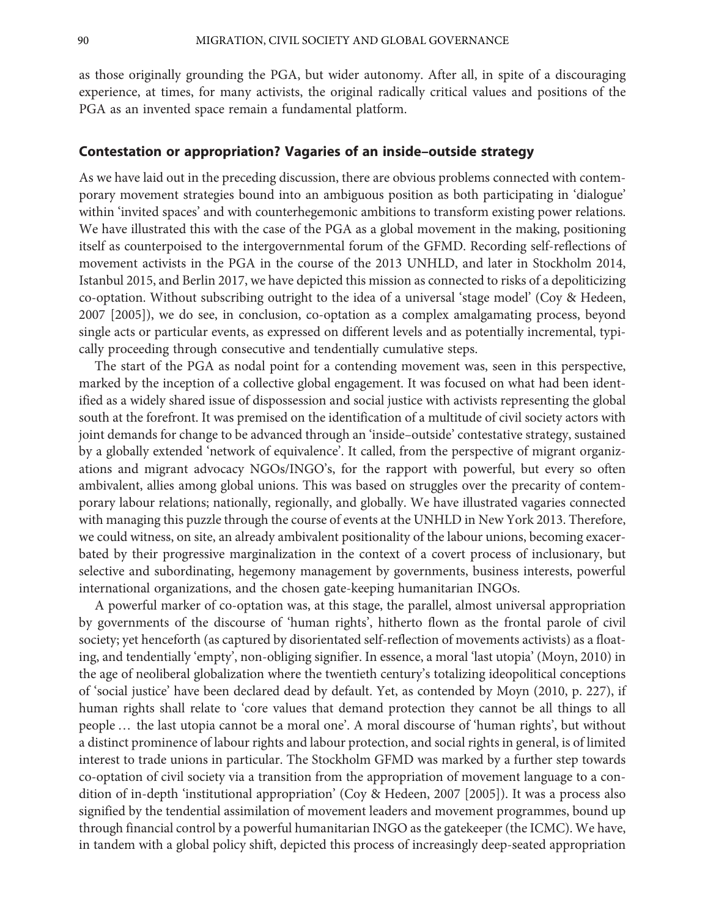as those originally grounding the PGA, but wider autonomy. After all, in spite of a discouraging experience, at times, for many activists, the original radically critical values and positions of the PGA as an invented space remain a fundamental platform.

## Contestation or appropriation? Vagaries of an inside–outside strategy

As we have laid out in the preceding discussion, there are obvious problems connected with contemporary movement strategies bound into an ambiguous position as both participating in 'dialogue' within 'invited spaces' and with counterhegemonic ambitions to transform existing power relations. We have illustrated this with the case of the PGA as a global movement in the making, positioning itself as counterpoised to the intergovernmental forum of the GFMD. Recording self-reflections of movement activists in the PGA in the course of the 2013 UNHLD, and later in Stockholm 2014, Istanbul 2015, and Berlin 2017, we have depicted this mission as connected to risks of a depoliticizing co-optation. Without subscribing outright to the idea of a universal 'stage model' (Coy & Hedeen, 2007 [2005]), we do see, in conclusion, co-optation as a complex amalgamating process, beyond single acts or particular events, as expressed on different levels and as potentially incremental, typically proceeding through consecutive and tendentially cumulative steps.

The start of the PGA as nodal point for a contending movement was, seen in this perspective, marked by the inception of a collective global engagement. It was focused on what had been identified as a widely shared issue of dispossession and social justice with activists representing the global south at the forefront. It was premised on the identification of a multitude of civil society actors with joint demands for change to be advanced through an 'inside–outside' contestative strategy, sustained by a globally extended 'network of equivalence'. It called, from the perspective of migrant organizations and migrant advocacy NGOs/INGO's, for the rapport with powerful, but every so often ambivalent, allies among global unions. This was based on struggles over the precarity of contemporary labour relations; nationally, regionally, and globally. We have illustrated vagaries connected with managing this puzzle through the course of events at the UNHLD in New York 2013. Therefore, we could witness, on site, an already ambivalent positionality of the labour unions, becoming exacerbated by their progressive marginalization in the context of a covert process of inclusionary, but selective and subordinating, hegemony management by governments, business interests, powerful international organizations, and the chosen gate-keeping humanitarian INGOs.

A powerful marker of co-optation was, at this stage, the parallel, almost universal appropriation by governments of the discourse of 'human rights', hitherto flown as the frontal parole of civil society; yet henceforth (as captured by disorientated self-reflection of movements activists) as a floating, and tendentially 'empty', non-obliging signifier. In essence, a moral 'last utopia' (Moyn, 2010) in the age of neoliberal globalization where the twentieth century's totalizing ideopolitical conceptions of 'social justice' have been declared dead by default. Yet, as contended by Moyn (2010, p. 227), if human rights shall relate to 'core values that demand protection they cannot be all things to all people … the last utopia cannot be a moral one'. A moral discourse of 'human rights', but without a distinct prominence of labour rights and labour protection, and social rights in general, is of limited interest to trade unions in particular. The Stockholm GFMD was marked by a further step towards co-optation of civil society via a transition from the appropriation of movement language to a condition of in-depth 'institutional appropriation' (Coy & Hedeen, 2007 [2005]). It was a process also signified by the tendential assimilation of movement leaders and movement programmes, bound up through financial control by a powerful humanitarian INGO as the gatekeeper (the ICMC). We have, in tandem with a global policy shift, depicted this process of increasingly deep-seated appropriation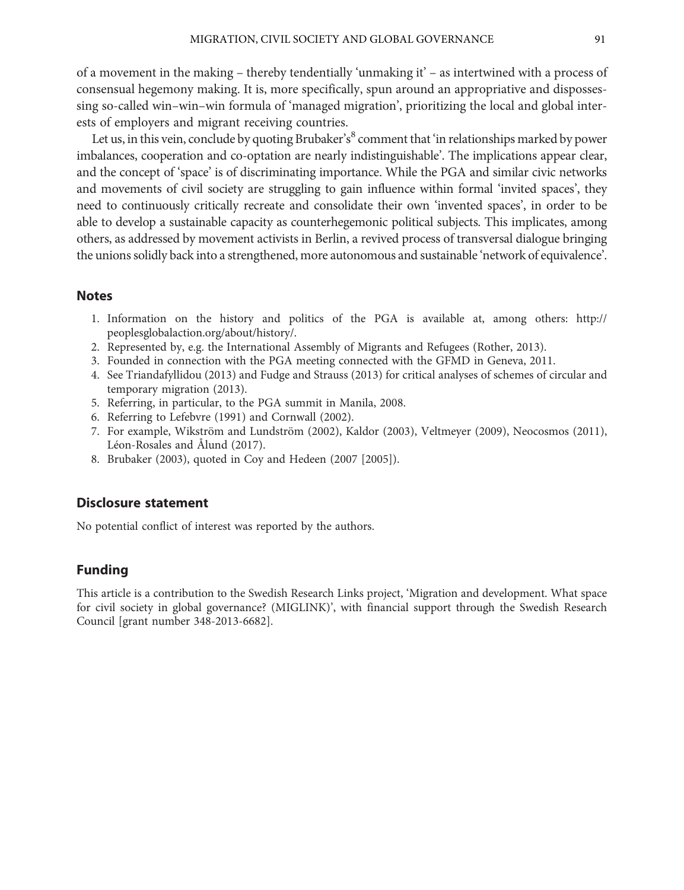of a movement in the making – thereby tendentially 'unmaking it' – as intertwined with a process of consensual hegemony making. It is, more specifically, spun around an appropriative and dispossessing so-called win–win–win formula of 'managed migration', prioritizing the local and global interests of employers and migrant receiving countries.

Let us, in this vein, conclude by quoting Brubaker's[8] comment that 'in relationships marked by power imbalances, cooperation and co-optation are nearly indistinguishable'. The implications appear clear, and the concept of 'space' is of discriminating importance. While the PGA and similar civic networks and movements of civil society are struggling to gain influence within formal 'invited spaces', they need to continuously critically recreate and consolidate their own 'invented spaces', in order to be able to develop a sustainable capacity as counterhegemonic political subjects. This implicates, among others, as addressed by movement activists in Berlin, a revived process of transversal dialogue bringing the unions solidly back into a strengthened, more autonomous and sustainable 'network of equivalence'.

## Notes

1. Information on the history and politics of the PGA is available at, among others: http://peoplesglobalaction.org/about/history/.
2. Represented by, e.g. the International Assembly of Migrants and Refugees (Rother, 2013).
3. Founded in connection with the PGA meeting connected with the GFMD in Geneva, 2011.
4. See Triandafyllidou (2013) and Fudge and Strauss (2013) for critical analyses of schemes of circular and temporary migration (2013).
5. Referring, in particular, to the PGA summit in Manila, 2008.
6. Referring to Lefebvre (1991) and Cornwall (2002).
7. For example, Wikström and Lundström (2002), Kaldor (2003), Veltmeyer (2009), Neocosmos (2011), Léon-Rosales and Ålund (2017).
8. Brubaker (2003), quoted in Coy and Hedeen (2007 [2005]).

## Disclosure statement

No potential conflict of interest was reported by the authors.

## Funding

This article is a contribution to the Swedish Research Links project, 'Migration and development. What space for civil society in global governance? (MIGLINK)', with financial support through the Swedish Research Council [grant number 348-2013-6682].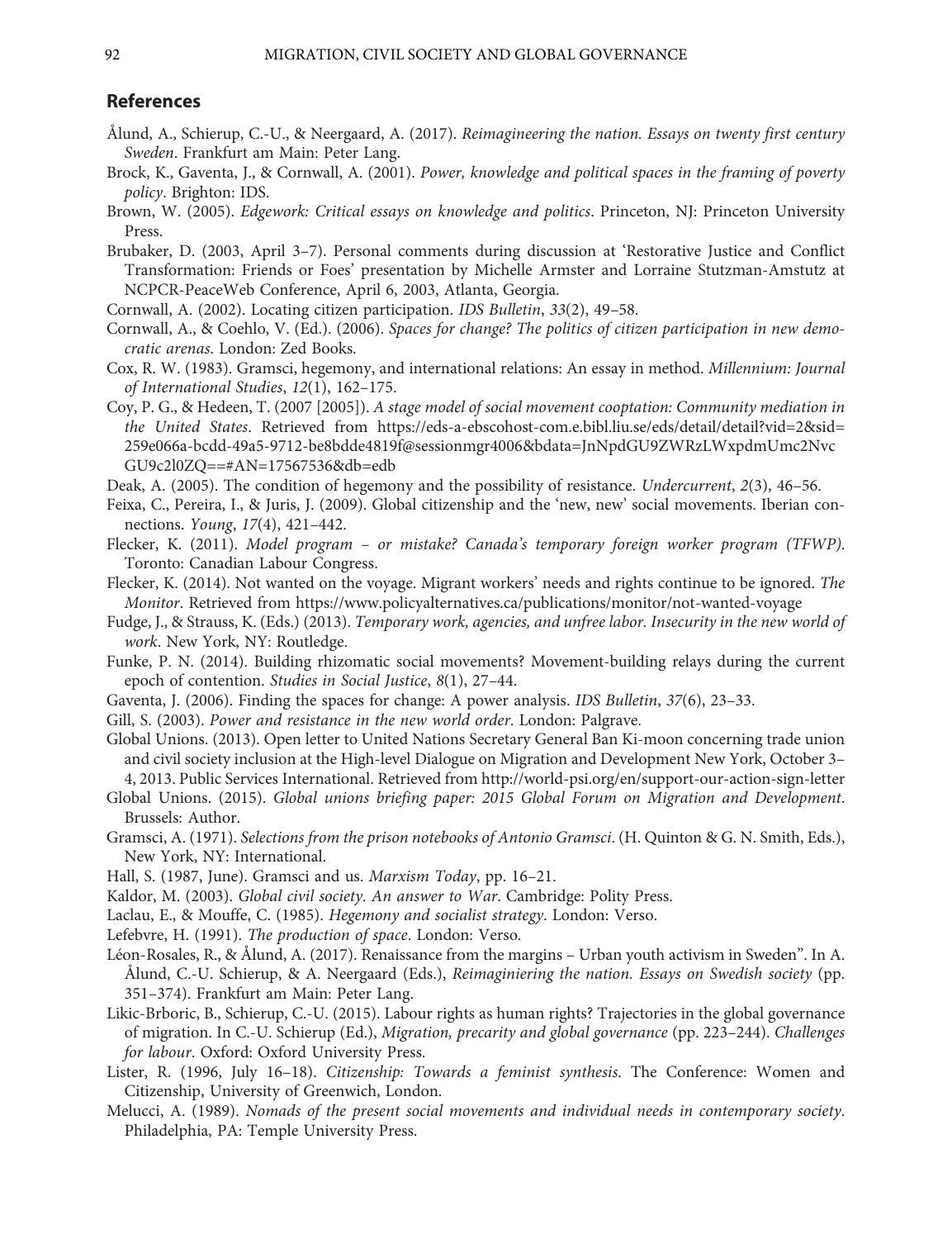## References

Ålund, A., Schierup, C.-U., & Neergaard, A. (2017). *Reimagineering the nation. Essays on twenty first century Sweden*. Frankfurt am Main: Peter Lang.

Brock, K., Gaventa, J., & Cornwall, A. (2001). *Power, knowledge and political spaces in the framing of poverty policy*. Brighton: IDS.

Brown, W. (2005). *Edgework: Critical essays on knowledge and politics*. Princeton, NJ: Princeton University Press.

Brubaker, D. (2003, April 3–7). Personal comments during discussion at 'Restorative Justice and Conflict Transformation: Friends or Foes' presentation by Michelle Armster and Lorraine Stutzman-Amstutz at NCPCR-PeaceWeb Conference, April 6, 2003, Atlanta, Georgia.

Cornwall, A. (2002). Locating citizen participation. *IDS Bulletin*, *33*(2), 49–58.

Cornwall, A., & Coehlo, V. (Ed.). (2006). *Spaces for change? The politics of citizen participation in new democratic arenas*. London: Zed Books.

Cox, R. W. (1983). Gramsci, hegemony, and international relations: An essay in method. *Millennium: Journal of International Studies*, *12*(1), 162–175.

Coy, P. G., & Hedeen, T. (2007 [2005]). *A stage model of social movement cooptation: Community mediation in the United States*. Retrieved from https://eds-a-ebscohost-com.e.bibl.liu.se/eds/detail/detail?vid=2&sid=259e066a-bcdd-49a5-9712-be8bdde4819f@sessionmgr4006&bdata=JnNpdGU9ZWRzLWxpdmUmc2NvcGU9c2l0ZQ==#AN=17567536&db=edb

Deak, A. (2005). The condition of hegemony and the possibility of resistance. *Undercurrent*, *2*(3), 46–56.

Feixa, C., Pereira, I., & Juris, J. (2009). Global citizenship and the 'new, new' social movements. Iberian connections. *Young*, *17*(4), 421–442.

Flecker, K. (2011). *Model program – or mistake? Canada's temporary foreign worker program (TFWP)*. Toronto: Canadian Labour Congress.

Flecker, K. (2014). Not wanted on the voyage. Migrant workers' needs and rights continue to be ignored. *The Monitor*. Retrieved from https://www.policyalternatives.ca/publications/monitor/not-wanted-voyage

Fudge, J., & Strauss, K. (Eds.) (2013). *Temporary work, agencies, and unfree labor. Insecurity in the new world of work*. New York, NY: Routledge.

Funke, P. N. (2014). Building rhizomatic social movements? Movement-building relays during the current epoch of contention. *Studies in Social Justice*, *8*(1), 27–44.

Gaventa, J. (2006). Finding the spaces for change: A power analysis. *IDS Bulletin*, *37*(6), 23–33.

Gill, S. (2003). *Power and resistance in the new world order*. London: Palgrave.

Global Unions. (2013). Open letter to United Nations Secretary General Ban Ki-moon concerning trade union and civil society inclusion at the High-level Dialogue on Migration and Development New York, October 3–4, 2013. Public Services International. Retrieved from http://world-psi.org/en/support-our-action-sign-letter

Global Unions. (2015). *Global unions briefing paper: 2015 Global Forum on Migration and Development*. Brussels: Author.

Gramsci, A. (1971). *Selections from the prison notebooks of Antonio Gramsci*. (H. Quinton & G. N. Smith, Eds.), New York, NY: International.

Hall, S. (1987, June). Gramsci and us. *Marxism Today*, pp. 16–21.

Kaldor, M. (2003). *Global civil society. An answer to War*. Cambridge: Polity Press.

Laclau, E., & Mouffe, C. (1985). *Hegemony and socialist strategy*. London: Verso.

Lefebvre, H. (1991). *The production of space*. London: Verso.

Léon-Rosales, R., & Ålund, A. (2017). Renaissance from the margins – Urban youth activism in Sweden". In A. Ålund, C.-U. Schierup, & A. Neergaard (Eds.), *Reimaginiering the nation. Essays on Swedish society* (pp. 351–374). Frankfurt am Main: Peter Lang.

Likic-Brboric, B., Schierup, C.-U. (2015). Labour rights as human rights? Trajectories in the global governance of migration. In C.-U. Schierup (Ed.), *Migration, precarity and global governance* (pp. 223–244). *Challenges for labour*. Oxford: Oxford University Press.

Lister, R. (1996, July 16–18). *Citizenship: Towards a feminist synthesis*. The Conference: Women and Citizenship, University of Greenwich, London.

Melucci, A. (1989). *Nomads of the present social movements and individual needs in contemporary society*. Philadelphia, PA: Temple University Press.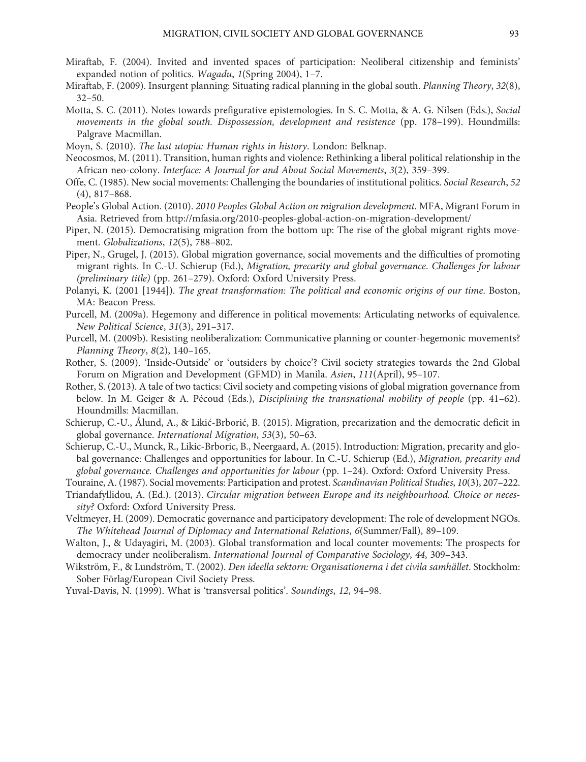Miraftab, F. (2004). Invited and invented spaces of participation: Neoliberal citizenship and feminists' expanded notion of politics. *Wagadu*, *1*(Spring 2004), 1–7.

Miraftab, F. (2009). Insurgent planning: Situating radical planning in the global south. *Planning Theory*, *32*(8), 32–50.

Motta, S. C. (2011). Notes towards prefigurative epistemologies. In S. C. Motta, & A. G. Nilsen (Eds.), *Social movements in the global south. Dispossession, development and resistence* (pp. 178–199). Houndmills: Palgrave Macmillan.

Moyn, S. (2010). *The last utopia: Human rights in history*. London: Belknap.

Neocosmos, M. (2011). Transition, human rights and violence: Rethinking a liberal political relationship in the African neo-colony. *Interface: A Journal for and About Social Movements*, *3*(2), 359–399.

Offe, C. (1985). New social movements: Challenging the boundaries of institutional politics. *Social Research*, *52* (4), 817–868.

People's Global Action. (2010). *2010 Peoples Global Action on migration development*. MFA, Migrant Forum in Asia. Retrieved from http://mfasia.org/2010-peoples-global-action-on-migration-development/

Piper, N. (2015). Democratising migration from the bottom up: The rise of the global migrant rights movement. *Globalizations*, *12*(5), 788–802.

Piper, N., Grugel, J. (2015). Global migration governance, social movements and the difficulties of promoting migrant rights. In C.-U. Schierup (Ed.), *Migration, precarity and global governance. Challenges for labour (preliminary title)* (pp. 261–279). Oxford: Oxford University Press.

Polanyi, K. (2001 [1944]). *The great transformation: The political and economic origins of our time*. Boston, MA: Beacon Press.

Purcell, M. (2009a). Hegemony and difference in political movements: Articulating networks of equivalence. *New Political Science*, *31*(3), 291–317.

Purcell, M. (2009b). Resisting neoliberalization: Communicative planning or counter-hegemonic movements? *Planning Theory*, *8*(2), 140–165.

Rother, S. (2009). 'Inside-Outside' or 'outsiders by choice'? Civil society strategies towards the 2nd Global Forum on Migration and Development (GFMD) in Manila. *Asien*, *111*(April), 95–107.

Rother, S. (2013). A tale of two tactics: Civil society and competing visions of global migration governance from below. In M. Geiger & A. Pécoud (Eds.), *Disciplining the transnational mobility of people* (pp. 41–62). Houndmills: Macmillan.

Schierup, C.-U., Ålund, A., & Likić-Brborić, B. (2015). Migration, precarization and the democratic deficit in global governance. *International Migration*, *53*(3), 50–63.

Schierup, C.-U., Munck, R., Likic-Brboric, B., Neergaard, A. (2015). Introduction: Migration, precarity and global governance: Challenges and opportunities for labour. In C.-U. Schierup (Ed.), *Migration, precarity and global governance. Challenges and opportunities for labour* (pp. 1–24). Oxford: Oxford University Press.

Touraine, A. (1987). Social movements: Participation and protest. *Scandinavian Political Studies*, *10*(3), 207–222.

Triandafyllidou, A. (Ed.). (2013). *Circular migration between Europe and its neighbourhood. Choice or necessity?* Oxford: Oxford University Press.

Veltmeyer, H. (2009). Democratic governance and participatory development: The role of development NGOs. *The Whitehead Journal of Diplomacy and International Relations*, *6*(Summer/Fall), 89–109.

Walton, J., & Udayagiri, M. (2003). Global transformation and local counter movements: The prospects for democracy under neoliberalism. *International Journal of Comparative Sociology*, *44*, 309–343.

Wikström, F., & Lundström, T. (2002). *Den ideella sektorn: Organisationerna i det civila samhället*. Stockholm: Sober Förlag/European Civil Society Press.

Yuval-Davis, N. (1999). What is 'transversal politics'. *Soundings*, *12*, 94–98.